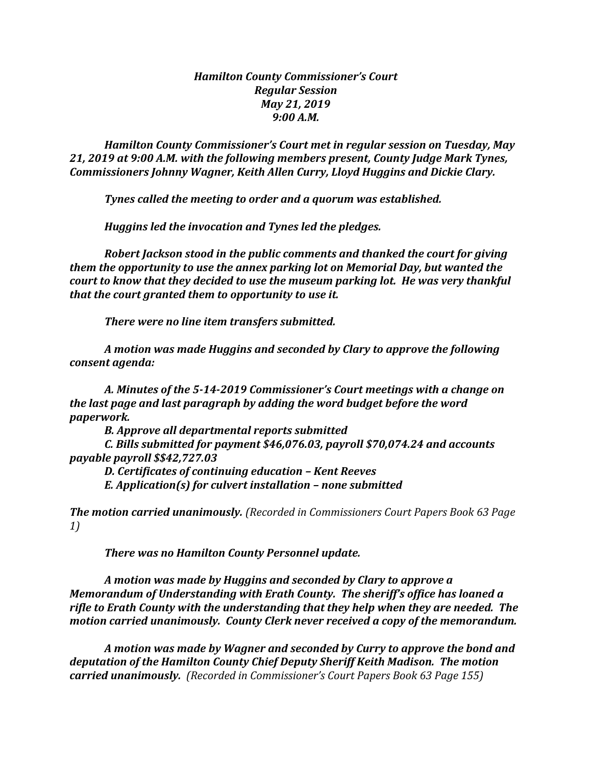*Hamilton County Commissioner's Court*
*Regular Session*
*May 21, 2019*
*9:00 A.M.*

***Hamilton County Commissioner's Court met in regular session on Tuesday, May 21, 2019 at 9:00 A.M. with the following members present, County Judge Mark Tynes, Commissioners Johnny Wagner, Keith Allen Curry, Lloyd Huggins and Dickie Clary.***

***Tynes called the meeting to order and a quorum was established.***

***Huggins led the invocation and Tynes led the pledges.***

***Robert Jackson stood in the public comments and thanked the court for giving them the opportunity to use the annex parking lot on Memorial Day, but wanted the court to know that they decided to use the museum parking lot. He was very thankful that the court granted them to opportunity to use it.***

***There were no line item transfers submitted.***

***A motion was made Huggins and seconded by Clary to approve the following consent agenda:***

***A. Minutes of the 5-14-2019 Commissioner's Court meetings with a change on the last page and last paragraph by adding the word budget before the word paperwork.***
***B. Approve all departmental reports submitted***
***C. Bills submitted for payment $46,076.03, payroll $70,074.24 and accounts payable payroll $$42,727.03***
***D. Certificates of continuing education – Kent Reeves***
***E. Application(s) for culvert installation – none submitted***

***The motion carried unanimously.*** *(Recorded in Commissioners Court Papers Book 63 Page 1)*

***There was no Hamilton County Personnel update.***

***A motion was made by Huggins and seconded by Clary to approve a Memorandum of Understanding with Erath County. The sheriff's office has loaned a rifle to Erath County with the understanding that they help when they are needed. The motion carried unanimously. County Clerk never received a copy of the memorandum.***

***A motion was made by Wagner and seconded by Curry to approve the bond and deputation of the Hamilton County Chief Deputy Sheriff Keith Madison. The motion carried unanimously.*** *(Recorded in Commissioner's Court Papers Book 63 Page 155)*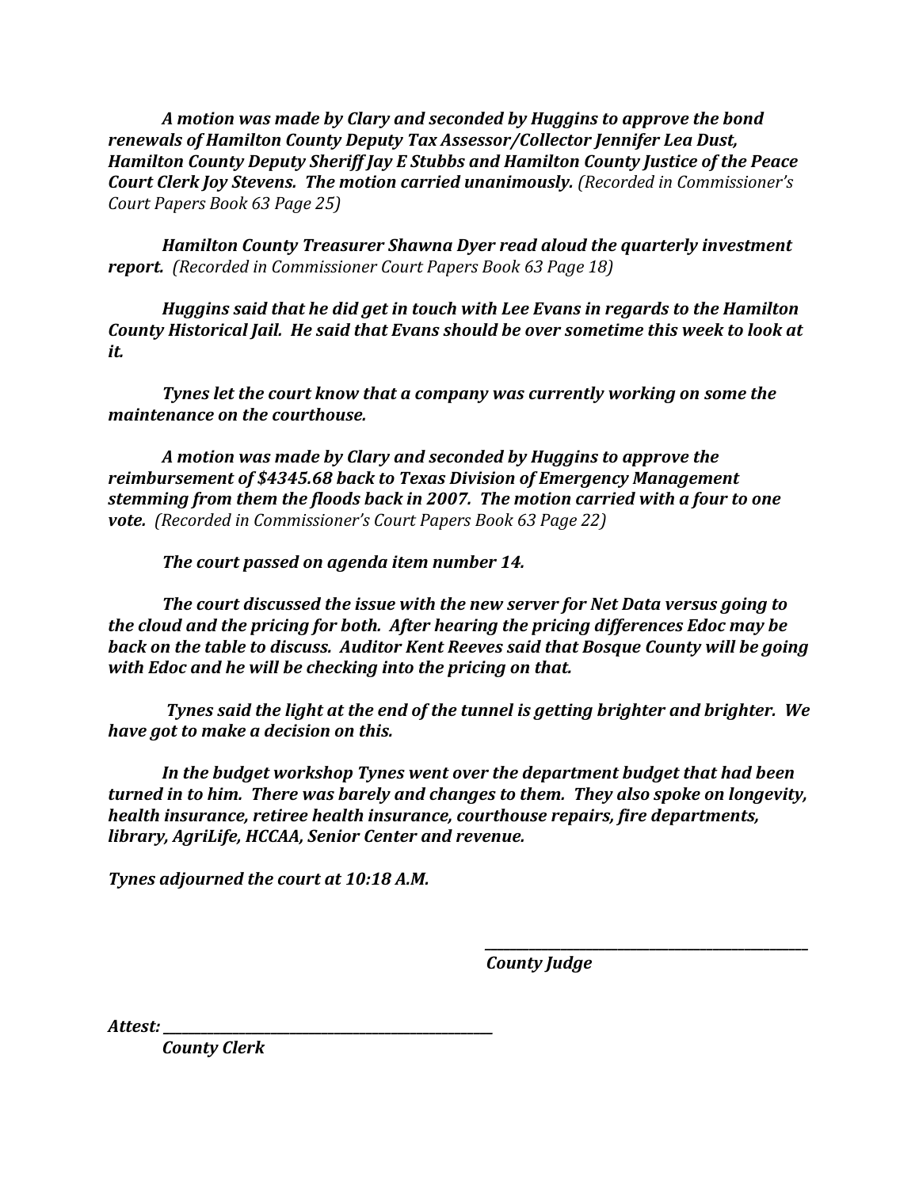*A motion was made by Clary and seconded by Huggins to approve the bond renewals of Hamilton County Deputy Tax Assessor/Collector Jennifer Lea Dust, Hamilton County Deputy Sheriff Jay E Stubbs and Hamilton County Justice of the Peace Court Clerk Joy Stevens. The motion carried unanimously.* *(Recorded in Commissioner's Court Papers Book 63 Page 25)*

*Hamilton County Treasurer Shawna Dyer read aloud the quarterly investment report.* *(Recorded in Commissioner Court Papers Book 63 Page 18)*

*Huggins said that he did get in touch with Lee Evans in regards to the Hamilton County Historical Jail. He said that Evans should be over sometime this week to look at it.*

*Tynes let the court know that a company was currently working on some the maintenance on the courthouse.*

*A motion was made by Clary and seconded by Huggins to approve the reimbursement of $4345.68 back to Texas Division of Emergency Management stemming from them the floods back in 2007. The motion carried with a four to one vote.* *(Recorded in Commissioner's Court Papers Book 63 Page 22)*

*The court passed on agenda item number 14.*

*The court discussed the issue with the new server for Net Data versus going to the cloud and the pricing for both. After hearing the pricing differences Edoc may be back on the table to discuss. Auditor Kent Reeves said that Bosque County will be going with Edoc and he will be checking into the pricing on that.*

*Tynes said the light at the end of the tunnel is getting brighter and brighter. We have got to make a decision on this.*

*In the budget workshop Tynes went over the department budget that had been turned in to him. There was barely and changes to them. They also spoke on longevity, health insurance, retiree health insurance, courthouse repairs, fire departments, library, AgriLife, HCCAA, Senior Center and revenue.*

*Tynes adjourned the court at 10:18 A.M.*

\_\_\_\_\_\_\_\_\_\_\_\_\_\_\_\_\_\_\_\_\_\_\_\_\_\_\_\_\_\_\_\_\_\_\_\_\_\_\_\_
*County Judge*

*Attest:* \_\_\_\_\_\_\_\_\_\_\_\_\_\_\_\_\_\_\_\_\_\_\_\_\_\_\_\_\_\_\_\_\_\_\_\_\_\_\_\_
*County Clerk*